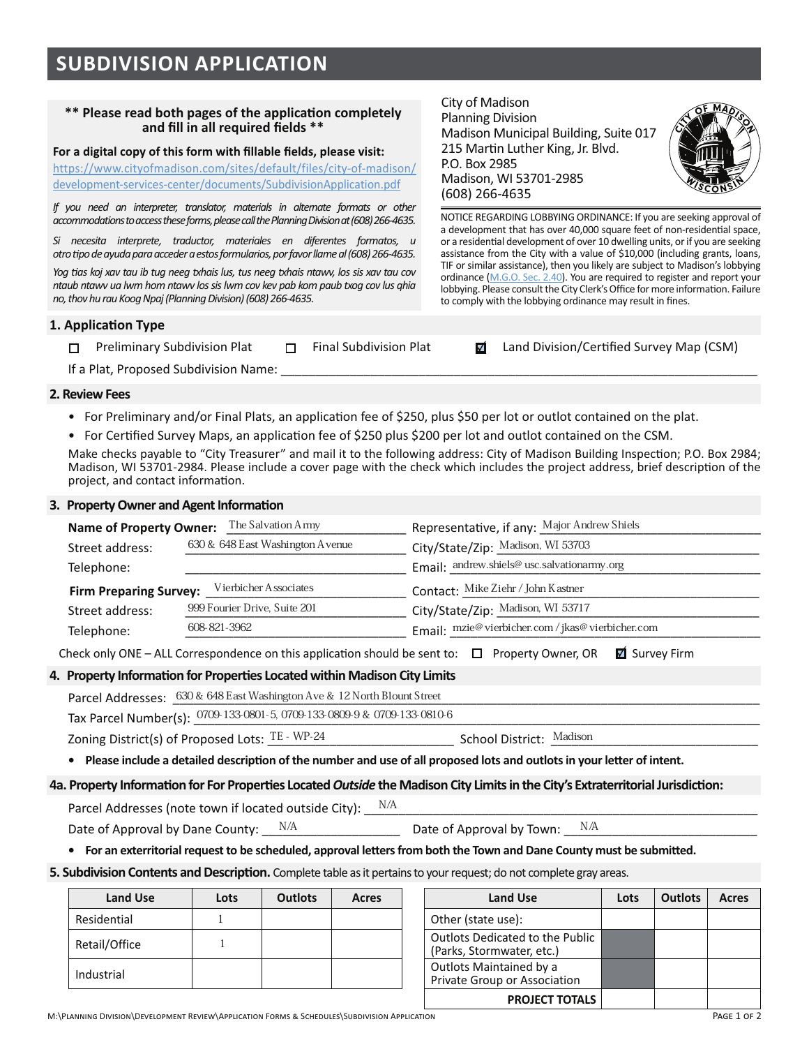# SUBDIVISION APPLICATION

**\*\* Please read both pages of the application completely and fill in all required fields \*\***

**For a digital copy of this form with fillable fields, please visit:**
https://www.cityofmadison.com/sites/default/files/city-of-madison/development-services-center/documents/SubdivisionApplication.pdf

*If you need an interpreter, translator, materials in alternate formats or other accommodations to access these forms, please call the Planning Division at (608) 266-4635.*

*Si necesita interprete, traductor, materiales en diferentes formatos, u otro tipo de ayuda para acceder a estos formularios, por favor llame al (608) 266-4635.*

*Yog tias koj xav tau ib tug neeg txhais lus, tus neeg txhais ntawv, los sis xav tau cov ntaub ntawv ua lwm hom ntawv los sis lwm cov kev pab kom paub txog cov lus qhia no, thov hu rau Koog Npaj (Planning Division) (608) 266-4635.*

City of Madison
Planning Division
Madison Municipal Building, Suite 017
215 Martin Luther King, Jr. Blvd.
P.O. Box 2985
Madison, WI 53701-2985
(608) 266-4635

NOTICE REGARDING LOBBYING ORDINANCE: If you are seeking approval of a development that has over 40,000 square feet of non-residential space, or a residential development of over 10 dwelling units, or if you are seeking assistance from the City with a value of $10,000 (including grants, loans, TIF or similar assistance), then you likely are subject to Madison's lobbying ordinance (M.G.O. Sec. 2.40). You are required to register and report your lobbying. Please consult the City Clerk's Office for more information. Failure to comply with the lobbying ordinance may result in fines.

## 1. Application Type

☐ Preliminary Subdivision Plat ☐ Final Subdivision Plat ☑ Land Division/Certified Survey Map (CSM)

If a Plat, Proposed Subdivision Name: ________________

## 2. Review Fees

- For Preliminary and/or Final Plats, an application fee of $250, plus $50 per lot or outlot contained on the plat.
- For Certified Survey Maps, an application fee of $250 plus $200 per lot and outlot contained on the CSM.

Make checks payable to "City Treasurer" and mail it to the following address: City of Madison Building Inspection; P.O. Box 2984; Madison, WI 53701-2984. Please include a cover page with the check which includes the project address, brief description of the project, and contact information.

## 3. Property Owner and Agent Information

**Name of Property Owner:** The Salvation Army
Street address: 630 & 648 East Washington Avenue
Telephone: ________________
Representative, if any: Major Andrew Shiels
City/State/Zip: Madison, WI 53703
Email: andrew.shiels@usc.salvationarmy.org

**Firm Preparing Survey:** Vierbicher Associates
Street address: 999 Fourier Drive, Suite 201
Telephone: 608-821-3962
Contact: Mike Ziehr / John Kastner
City/State/Zip: Madison, WI 53717
Email: mzie@vierbicher.com / jkas@vierbicher.com

Check only ONE – ALL Correspondence on this application should be sent to: ☐ Property Owner, OR ☑ Survey Firm

## 4. Property Information for Properties Located within Madison City Limits

Parcel Addresses: 630 & 648 East Washington Ave & 12 North Blount Street
Tax Parcel Number(s): 0709-133-0801-5, 0709-133-0809-9 & 0709-133-0810-6
Zoning District(s) of Proposed Lots: TE - WP-24 School District: Madison

- **Please include a detailed description of the number and use of all proposed lots and outlots in your letter of intent.**

## 4a. Property Information for For Properties Located *Outside* the Madison City Limits in the City's Extraterritorial Jurisdiction:

Parcel Addresses (note town if located outside City): N/A
Date of Approval by Dane County: N/A Date of Approval by Town: N/A

- **For an exterritorial request to be scheduled, approval letters from both the Town and Dane County must be submitted.**

## 5. Subdivision Contents and Description.

Complete table as it pertains to your request; do not complete gray areas.

| Land Use | Lots | Outlots | Acres |
|---|---|---|---|
| Residential | 1 | | |
| Retail/Office | 1 | | |
| Industrial | | | |

| Land Use | Lots | Outlots | Acres |
|---|---|---|---|
| Other (state use): | | | |
| Outlots Dedicated to the Public (Parks, Stormwater, etc.) | | | |
| Outlots Maintained by a Private Group or Association | | | |
| **PROJECT TOTALS** | | | |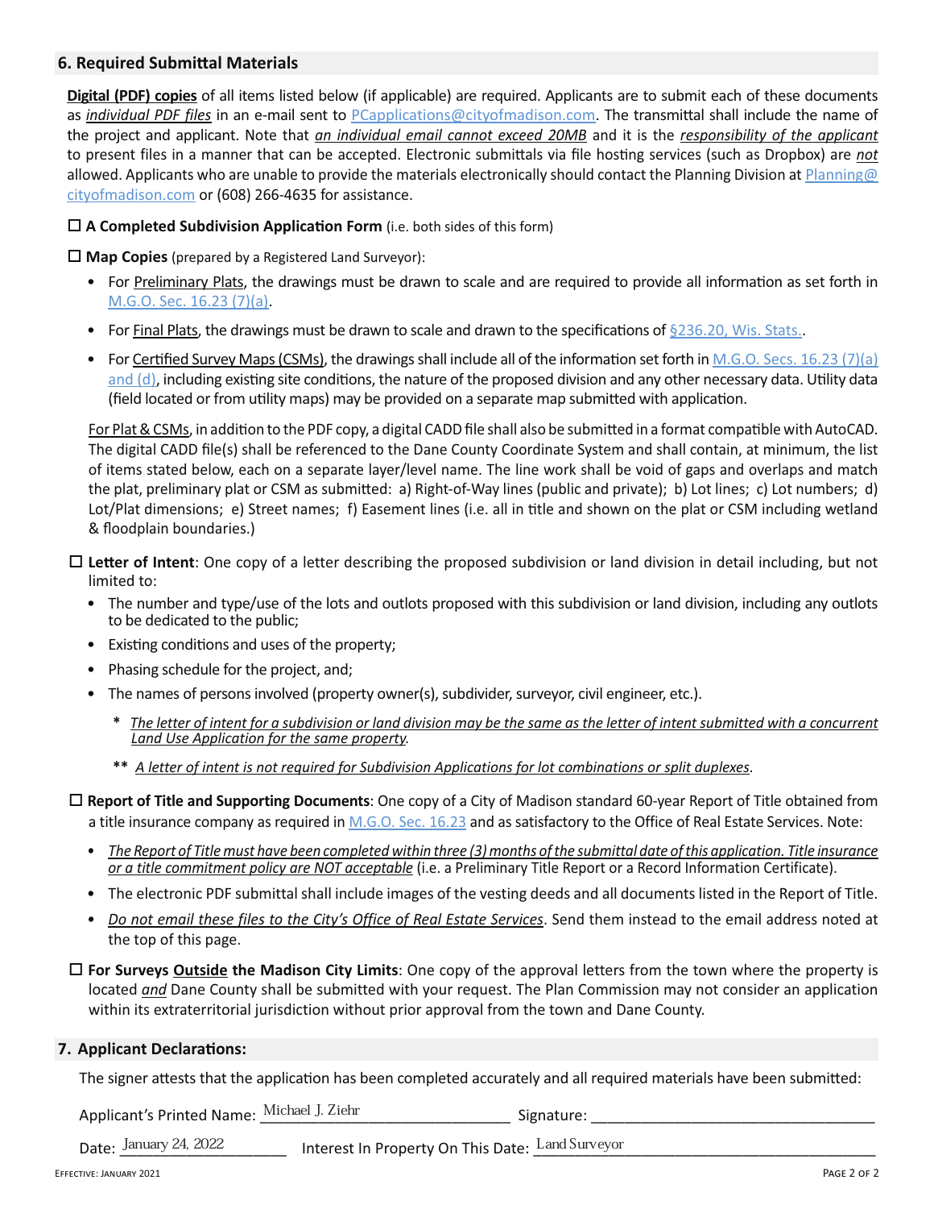## 6. Required Submittal Materials

**Digital (PDF) copies** of all items listed below (if applicable) are required. Applicants are to submit each of these documents as *individual PDF files* in an e-mail sent to PCapplications@cityofmadison.com. The transmittal shall include the name of the project and applicant. Note that *an individual email cannot exceed 20MB* and it is the *responsibility of the applicant* to present files in a manner that can be accepted. Electronic submittals via file hosting services (such as Dropbox) are *not* allowed. Applicants who are unable to provide the materials electronically should contact the Planning Division at Planning@cityofmadison.com or (608) 266-4635 for assistance.

☐ **A Completed Subdivision Application Form** (i.e. both sides of this form)

☐ **Map Copies** (prepared by a Registered Land Surveyor):

- For Preliminary Plats, the drawings must be drawn to scale and are required to provide all information as set forth in M.G.O. Sec. 16.23 (7)(a).
- For Final Plats, the drawings must be drawn to scale and drawn to the specifications of §236.20, Wis. Stats..
- For Certified Survey Maps (CSMs), the drawings shall include all of the information set forth in M.G.O. Secs. 16.23 (7)(a) and (d), including existing site conditions, the nature of the proposed division and any other necessary data. Utility data (field located or from utility maps) may be provided on a separate map submitted with application.

For Plat & CSMs, in addition to the PDF copy, a digital CADD file shall also be submitted in a format compatible with AutoCAD. The digital CADD file(s) shall be referenced to the Dane County Coordinate System and shall contain, at minimum, the list of items stated below, each on a separate layer/level name. The line work shall be void of gaps and overlaps and match the plat, preliminary plat or CSM as submitted: a) Right-of-Way lines (public and private); b) Lot lines; c) Lot numbers; d) Lot/Plat dimensions; e) Street names; f) Easement lines (i.e. all in title and shown on the plat or CSM including wetland & floodplain boundaries.)

☐ **Letter of Intent**: One copy of a letter describing the proposed subdivision or land division in detail including, but not limited to:

- The number and type/use of the lots and outlots proposed with this subdivision or land division, including any outlots to be dedicated to the public;
- Existing conditions and uses of the property;
- Phasing schedule for the project, and;
- The names of persons involved (property owner(s), subdivider, surveyor, civil engineer, etc.).

  \* *The letter of intent for a subdivision or land division may be the same as the letter of intent submitted with a concurrent Land Use Application for the same property.*

  \*\* *A letter of intent is not required for Subdivision Applications for lot combinations or split duplexes.*

☐ **Report of Title and Supporting Documents**: One copy of a City of Madison standard 60-year Report of Title obtained from a title insurance company as required in M.G.O. Sec. 16.23 and as satisfactory to the Office of Real Estate Services. Note:

- *The Report of Title must have been completed within three (3) months of the submittal date of this application. Title insurance or a title commitment policy are NOT acceptable* (i.e. a Preliminary Title Report or a Record Information Certificate).
- The electronic PDF submittal shall include images of the vesting deeds and all documents listed in the Report of Title.
- *Do not email these files to the City's Office of Real Estate Services*. Send them instead to the email address noted at the top of this page.

☐ **For Surveys Outside the Madison City Limits**: One copy of the approval letters from the town where the property is located *and* Dane County shall be submitted with your request. The Plan Commission may not consider an application within its extraterritorial jurisdiction without prior approval from the town and Dane County.

## 7. Applicant Declarations:

The signer attests that the application has been completed accurately and all required materials have been submitted:

Applicant's Printed Name: Michael J. Ziehr Signature: ______________________

Date: January 24, 2022 Interest In Property On This Date: Land Surveyor

Effective: January 2021